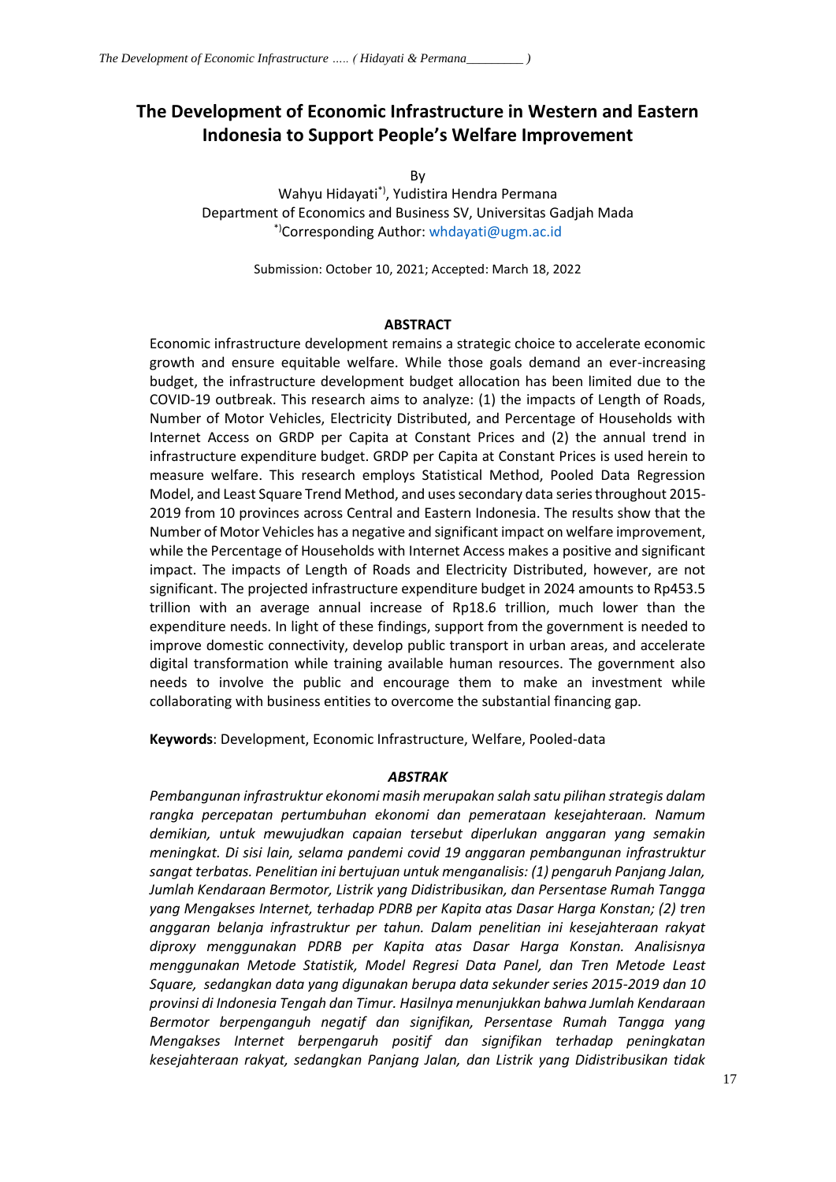# The Development of Economic Infrastructure in Western and Eastern Indonesia to Support People's Welfare Improvement

By

Wahyu Hidayati*), Yudistira Hendra Permana
Department of Economics and Business SV, Universitas Gadjah Mada
*)Corresponding Author: whdayati@ugm.ac.id

Submission: October 10, 2021; Accepted: March 18, 2022

## ABSTRACT

Economic infrastructure development remains a strategic choice to accelerate economic growth and ensure equitable welfare. While those goals demand an ever-increasing budget, the infrastructure development budget allocation has been limited due to the COVID-19 outbreak. This research aims to analyze: (1) the impacts of Length of Roads, Number of Motor Vehicles, Electricity Distributed, and Percentage of Households with Internet Access on GRDP per Capita at Constant Prices and (2) the annual trend in infrastructure expenditure budget. GRDP per Capita at Constant Prices is used herein to measure welfare. This research employs Statistical Method, Pooled Data Regression Model, and Least Square Trend Method, and uses secondary data series throughout 2015-2019 from 10 provinces across Central and Eastern Indonesia. The results show that the Number of Motor Vehicles has a negative and significant impact on welfare improvement, while the Percentage of Households with Internet Access makes a positive and significant impact. The impacts of Length of Roads and Electricity Distributed, however, are not significant. The projected infrastructure expenditure budget in 2024 amounts to Rp453.5 trillion with an average annual increase of Rp18.6 trillion, much lower than the expenditure needs. In light of these findings, support from the government is needed to improve domestic connectivity, develop public transport in urban areas, and accelerate digital transformation while training available human resources. The government also needs to involve the public and encourage them to make an investment while collaborating with business entities to overcome the substantial financing gap.

**Keywords**: Development, Economic Infrastructure, Welfare, Pooled-data

## *ABSTRAK*

*Pembangunan infrastruktur ekonomi masih merupakan salah satu pilihan strategis dalam rangka percepatan pertumbuhan ekonomi dan pemerataan kesejahteraan. Namun demikian, untuk mewujudkan capaian tersebut diperlukan anggaran yang semakin meningkat. Di sisi lain, selama pandemi covid 19 anggaran pembangunan infrastruktur sangat terbatas. Penelitian ini bertujuan untuk menganalisis: (1) pengaruh Panjang Jalan, Jumlah Kendaraan Bermotor, Listrik yang Didistribusikan, dan Persentase Rumah Tangga yang Mengakses Internet, terhadap PDRB per Kapita atas Dasar Harga Konstan; (2) tren anggaran belanja infrastruktur per tahun. Dalam penelitian ini kesejahteraan rakyat diproxy menggunakan PDRB per Kapita atas Dasar Harga Konstan. Analisisnya menggunakan Metode Statistik, Model Regresi Data Panel, dan Tren Metode Least Square, sedangkan data yang digunakan berupa data sekunder series 2015-2019 dan 10 provinsi di Indonesia Tengah dan Timur. Hasilnya menunjukkan bahwa Jumlah Kendaraan Bermotor berpenganguh negatif dan signifikan, Persentase Rumah Tangga yang Mengakses Internet berpengaruh positif dan signifikan terhadap peningkatan kesejahteraan rakyat, sedangkan Panjang Jalan, dan Listrik yang Didistribusikan tidak*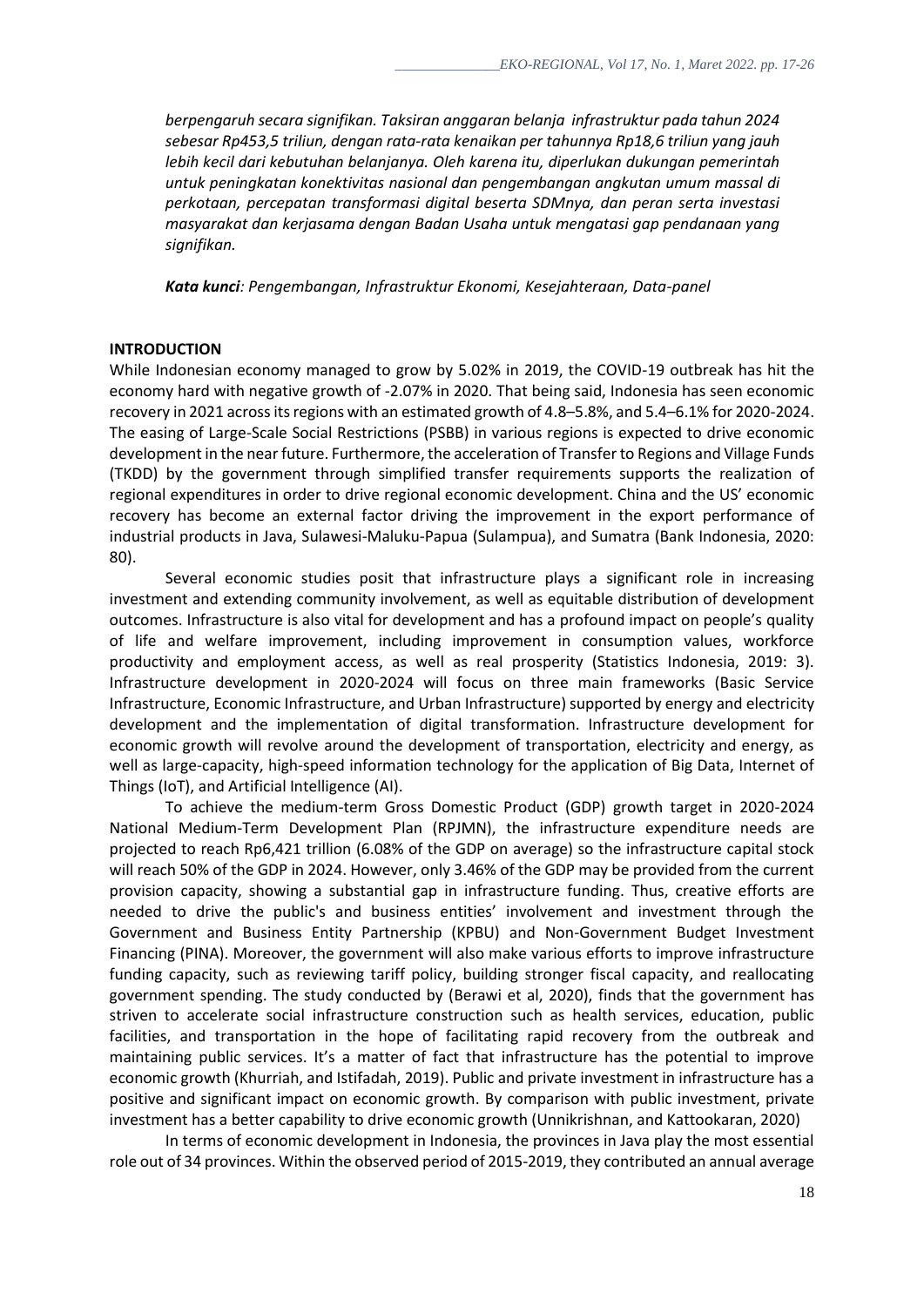*berpengaruh secara signifikan. Taksiran anggaran belanja infrastruktur pada tahun 2024 sebesar Rp453,5 triliun, dengan rata-rata kenaikan per tahunnya Rp18,6 triliun yang jauh lebih kecil dari kebutuhan belanjanya. Oleh karena itu, diperlukan dukungan pemerintah untuk peningkatan konektivitas nasional dan pengembangan angkutan umum massal di perkotaan, percepatan transformasi digital beserta SDMnya, dan peran serta investasi masyarakat dan kerjasama dengan Badan Usaha untuk mengatasi gap pendanaan yang signifikan.*

***Kata kunci**: Pengembangan, Infrastruktur Ekonomi, Kesejahteraan, Data-panel*

## INTRODUCTION

While Indonesian economy managed to grow by 5.02% in 2019, the COVID-19 outbreak has hit the economy hard with negative growth of -2.07% in 2020. That being said, Indonesia has seen economic recovery in 2021 across its regions with an estimated growth of 4.8–5.8%, and 5.4–6.1% for 2020-2024. The easing of Large-Scale Social Restrictions (PSBB) in various regions is expected to drive economic development in the near future. Furthermore, the acceleration of Transfer to Regions and Village Funds (TKDD) by the government through simplified transfer requirements supports the realization of regional expenditures in order to drive regional economic development. China and the US' economic recovery has become an external factor driving the improvement in the export performance of industrial products in Java, Sulawesi-Maluku-Papua (Sulampua), and Sumatra (Bank Indonesia, 2020: 80).

Several economic studies posit that infrastructure plays a significant role in increasing investment and extending community involvement, as well as equitable distribution of development outcomes. Infrastructure is also vital for development and has a profound impact on people's quality of life and welfare improvement, including improvement in consumption values, workforce productivity and employment access, as well as real prosperity (Statistics Indonesia, 2019: 3). Infrastructure development in 2020-2024 will focus on three main frameworks (Basic Service Infrastructure, Economic Infrastructure, and Urban Infrastructure) supported by energy and electricity development and the implementation of digital transformation. Infrastructure development for economic growth will revolve around the development of transportation, electricity and energy, as well as large-capacity, high-speed information technology for the application of Big Data, Internet of Things (IoT), and Artificial Intelligence (AI).

To achieve the medium-term Gross Domestic Product (GDP) growth target in 2020-2024 National Medium-Term Development Plan (RPJMN), the infrastructure expenditure needs are projected to reach Rp6,421 trillion (6.08% of the GDP on average) so the infrastructure capital stock will reach 50% of the GDP in 2024. However, only 3.46% of the GDP may be provided from the current provision capacity, showing a substantial gap in infrastructure funding. Thus, creative efforts are needed to drive the public's and business entities' involvement and investment through the Government and Business Entity Partnership (KPBU) and Non-Government Budget Investment Financing (PINA). Moreover, the government will also make various efforts to improve infrastructure funding capacity, such as reviewing tariff policy, building stronger fiscal capacity, and reallocating government spending. The study conducted by (Berawi et al, 2020), finds that the government has striven to accelerate social infrastructure construction such as health services, education, public facilities, and transportation in the hope of facilitating rapid recovery from the outbreak and maintaining public services. It's a matter of fact that infrastructure has the potential to improve economic growth (Khurriah, and Istifadah, 2019). Public and private investment in infrastructure has a positive and significant impact on economic growth. By comparison with public investment, private investment has a better capability to drive economic growth (Unnikrishnan, and Kattookaran, 2020)

In terms of economic development in Indonesia, the provinces in Java play the most essential role out of 34 provinces. Within the observed period of 2015-2019, they contributed an annual average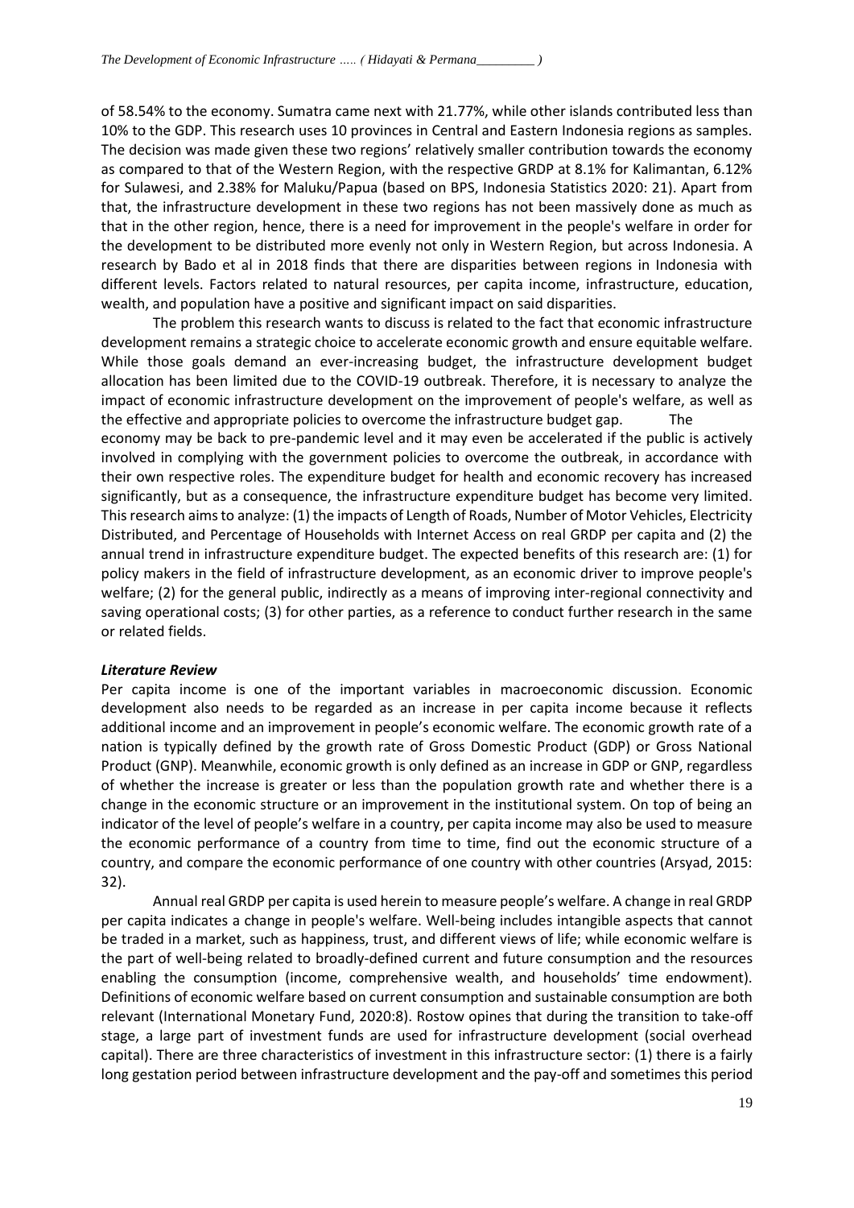of 58.54% to the economy. Sumatra came next with 21.77%, while other islands contributed less than 10% to the GDP. This research uses 10 provinces in Central and Eastern Indonesia regions as samples. The decision was made given these two regions' relatively smaller contribution towards the economy as compared to that of the Western Region, with the respective GRDP at 8.1% for Kalimantan, 6.12% for Sulawesi, and 2.38% for Maluku/Papua (based on BPS, Indonesia Statistics 2020: 21). Apart from that, the infrastructure development in these two regions has not been massively done as much as that in the other region, hence, there is a need for improvement in the people's welfare in order for the development to be distributed more evenly not only in Western Region, but across Indonesia. A research by Bado et al in 2018 finds that there are disparities between regions in Indonesia with different levels. Factors related to natural resources, per capita income, infrastructure, education, wealth, and population have a positive and significant impact on said disparities.

The problem this research wants to discuss is related to the fact that economic infrastructure development remains a strategic choice to accelerate economic growth and ensure equitable welfare. While those goals demand an ever-increasing budget, the infrastructure development budget allocation has been limited due to the COVID-19 outbreak. Therefore, it is necessary to analyze the impact of economic infrastructure development on the improvement of people's welfare, as well as the effective and appropriate policies to overcome the infrastructure budget gap. The economy may be back to pre-pandemic level and it may even be accelerated if the public is actively involved in complying with the government policies to overcome the outbreak, in accordance with their own respective roles. The expenditure budget for health and economic recovery has increased significantly, but as a consequence, the infrastructure expenditure budget has become very limited. This research aims to analyze: (1) the impacts of Length of Roads, Number of Motor Vehicles, Electricity Distributed, and Percentage of Households with Internet Access on real GRDP per capita and (2) the annual trend in infrastructure expenditure budget. The expected benefits of this research are: (1) for policy makers in the field of infrastructure development, as an economic driver to improve people's welfare; (2) for the general public, indirectly as a means of improving inter-regional connectivity and saving operational costs; (3) for other parties, as a reference to conduct further research in the same or related fields.

### *Literature Review*

Per capita income is one of the important variables in macroeconomic discussion. Economic development also needs to be regarded as an increase in per capita income because it reflects additional income and an improvement in people's economic welfare. The economic growth rate of a nation is typically defined by the growth rate of Gross Domestic Product (GDP) or Gross National Product (GNP). Meanwhile, economic growth is only defined as an increase in GDP or GNP, regardless of whether the increase is greater or less than the population growth rate and whether there is a change in the economic structure or an improvement in the institutional system. On top of being an indicator of the level of people's welfare in a country, per capita income may also be used to measure the economic performance of a country from time to time, find out the economic structure of a country, and compare the economic performance of one country with other countries (Arsyad, 2015: 32).

Annual real GRDP per capita is used herein to measure people's welfare. A change in real GRDP per capita indicates a change in people's welfare. Well-being includes intangible aspects that cannot be traded in a market, such as happiness, trust, and different views of life; while economic welfare is the part of well-being related to broadly-defined current and future consumption and the resources enabling the consumption (income, comprehensive wealth, and households' time endowment). Definitions of economic welfare based on current consumption and sustainable consumption are both relevant (International Monetary Fund, 2020:8). Rostow opines that during the transition to take-off stage, a large part of investment funds are used for infrastructure development (social overhead capital). There are three characteristics of investment in this infrastructure sector: (1) there is a fairly long gestation period between infrastructure development and the pay-off and sometimes this period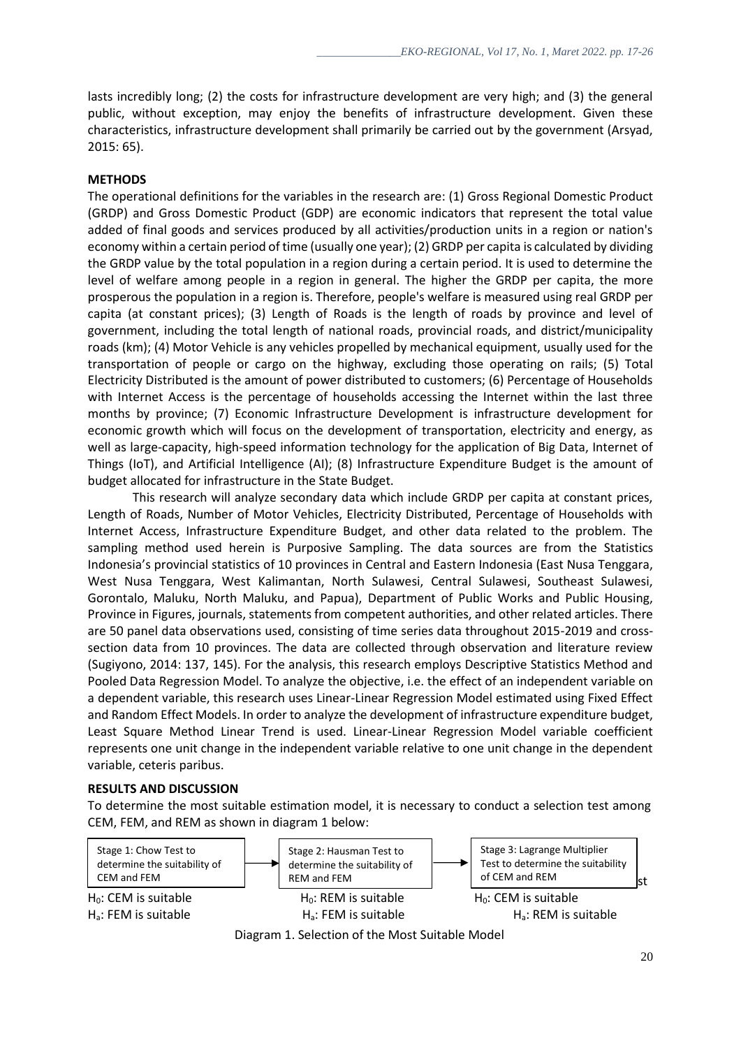lasts incredibly long; (2) the costs for infrastructure development are very high; and (3) the general public, without exception, may enjoy the benefits of infrastructure development. Given these characteristics, infrastructure development shall primarily be carried out by the government (Arsyad, 2015: 65).

**METHODS**

The operational definitions for the variables in the research are: (1) Gross Regional Domestic Product (GRDP) and Gross Domestic Product (GDP) are economic indicators that represent the total value added of final goods and services produced by all activities/production units in a region or nation's economy within a certain period of time (usually one year); (2) GRDP per capita is calculated by dividing the GRDP value by the total population in a region during a certain period. It is used to determine the level of welfare among people in a region in general. The higher the GRDP per capita, the more prosperous the population in a region is. Therefore, people's welfare is measured using real GRDP per capita (at constant prices); (3) Length of Roads is the length of roads by province and level of government, including the total length of national roads, provincial roads, and district/municipality roads (km); (4) Motor Vehicle is any vehicles propelled by mechanical equipment, usually used for the transportation of people or cargo on the highway, excluding those operating on rails; (5) Total Electricity Distributed is the amount of power distributed to customers; (6) Percentage of Households with Internet Access is the percentage of households accessing the Internet within the last three months by province; (7) Economic Infrastructure Development is infrastructure development for economic growth which will focus on the development of transportation, electricity and energy, as well as large-capacity, high-speed information technology for the application of Big Data, Internet of Things (IoT), and Artificial Intelligence (AI); (8) Infrastructure Expenditure Budget is the amount of budget allocated for infrastructure in the State Budget.

This research will analyze secondary data which include GRDP per capita at constant prices, Length of Roads, Number of Motor Vehicles, Electricity Distributed, Percentage of Households with Internet Access, Infrastructure Expenditure Budget, and other data related to the problem. The sampling method used herein is Purposive Sampling. The data sources are from the Statistics Indonesia's provincial statistics of 10 provinces in Central and Eastern Indonesia (East Nusa Tenggara, West Nusa Tenggara, West Kalimantan, North Sulawesi, Central Sulawesi, Southeast Sulawesi, Gorontalo, Maluku, North Maluku, and Papua), Department of Public Works and Public Housing, Province in Figures, journals, statements from competent authorities, and other related articles. There are 50 panel data observations used, consisting of time series data throughout 2015-2019 and cross-section data from 10 provinces. The data are collected through observation and literature review (Sugiyono, 2014: 137, 145). For the analysis, this research employs Descriptive Statistics Method and Pooled Data Regression Model. To analyze the objective, i.e. the effect of an independent variable on a dependent variable, this research uses Linear-Linear Regression Model estimated using Fixed Effect and Random Effect Models. In order to analyze the development of infrastructure expenditure budget, Least Square Method Linear Trend is used. Linear-Linear Regression Model variable coefficient represents one unit change in the independent variable relative to one unit change in the dependent variable, ceteris paribus.

**RESULTS AND DISCUSSION**

To determine the most suitable estimation model, it is necessary to conduct a selection test among CEM, FEM, and REM as shown in diagram 1 below:

Stage 1: Chow Test to determine the suitability of CEM and FEM → Stage 2: Hausman Test to determine the suitability of REM and FEM → Stage 3: Lagrange Multiplier Test to determine the suitability of CEM and REM

$H_0$: CEM is suitable
$H_a$: FEM is suitable

$H_0$: REM is suitable
$H_a$: FEM is suitable

$H_0$: CEM is suitable
$H_a$: REM is suitable

Diagram 1. Selection of the Most Suitable Model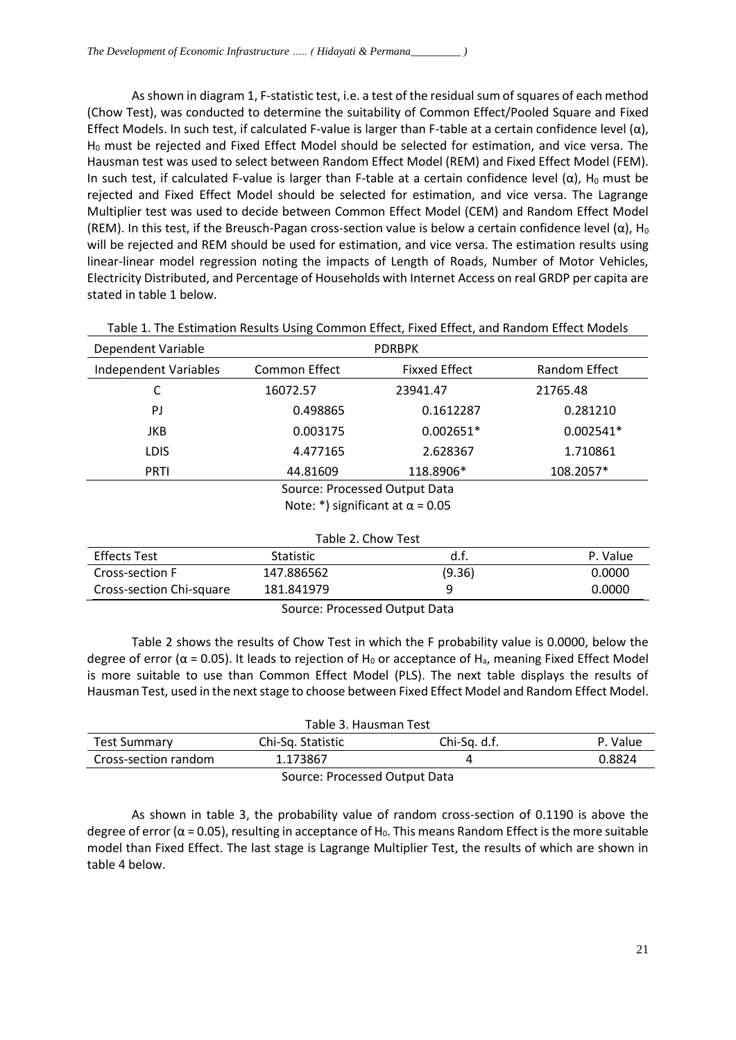As shown in diagram 1, F-statistic test, i.e. a test of the residual sum of squares of each method (Chow Test), was conducted to determine the suitability of Common Effect/Pooled Square and Fixed Effect Models. In such test, if calculated F-value is larger than F-table at a certain confidence level (α), $H_0$ must be rejected and Fixed Effect Model should be selected for estimation, and vice versa. The Hausman test was used to select between Random Effect Model (REM) and Fixed Effect Model (FEM). In such test, if calculated F-value is larger than F-table at a certain confidence level (α), $H_0$ must be rejected and Fixed Effect Model should be selected for estimation, and vice versa. The Lagrange Multiplier test was used to decide between Common Effect Model (CEM) and Random Effect Model (REM). In this test, if the Breusch-Pagan cross-section value is below a certain confidence level (α), $H_0$ will be rejected and REM should be used for estimation, and vice versa. The estimation results using linear-linear model regression noting the impacts of Length of Roads, Number of Motor Vehicles, Electricity Distributed, and Percentage of Households with Internet Access on real GRDP per capita are stated in table 1 below.

Table 1. The Estimation Results Using Common Effect, Fixed Effect, and Random Effect Models

| Dependent Variable | PDRBPK | | |
|---|---|---|---|
| Independent Variables | Common Effect | Fixxed Effect | Random Effect |
| C | 16072.57 | 23941.47 | 21765.48 |
| PJ | 0.498865 | 0.1612287 | 0.281210 |
| JKB | 0.003175 | 0.002651* | 0.002541* |
| LDIS | 4.477165 | 2.628367 | 1.710861 |
| PRTI | 44.81609 | 118.8906* | 108.2057* |

Source: Processed Output Data

Note: *) significant at $\alpha = 0.05$

Table 2. Chow Test

| Effects Test | Statistic | d.f. | P. Value |
|---|---|---|---|
| Cross-section F | 147.886562 | (9.36) | 0.0000 |
| Cross-section Chi-square | 181.841979 | 9 | 0.0000 |

Source: Processed Output Data

Table 2 shows the results of Chow Test in which the F probability value is 0.0000, below the degree of error ($\alpha = 0.05$). It leads to rejection of $H_0$ or acceptance of $H_a$, meaning Fixed Effect Model is more suitable to use than Common Effect Model (PLS). The next table displays the results of Hausman Test, used in the next stage to choose between Fixed Effect Model and Random Effect Model.

Table 3. Hausman Test

| Test Summary | Chi-Sq. Statistic | Chi-Sq. d.f. | P. Value |
|---|---|---|---|
| Cross-section random | 1.173867 | 4 | 0.8824 |

Source: Processed Output Data

As shown in table 3, the probability value of random cross-section of 0.1190 is above the degree of error ($\alpha = 0.05$), resulting in acceptance of $H_0$. This means Random Effect is the more suitable model than Fixed Effect. The last stage is Lagrange Multiplier Test, the results of which are shown in table 4 below.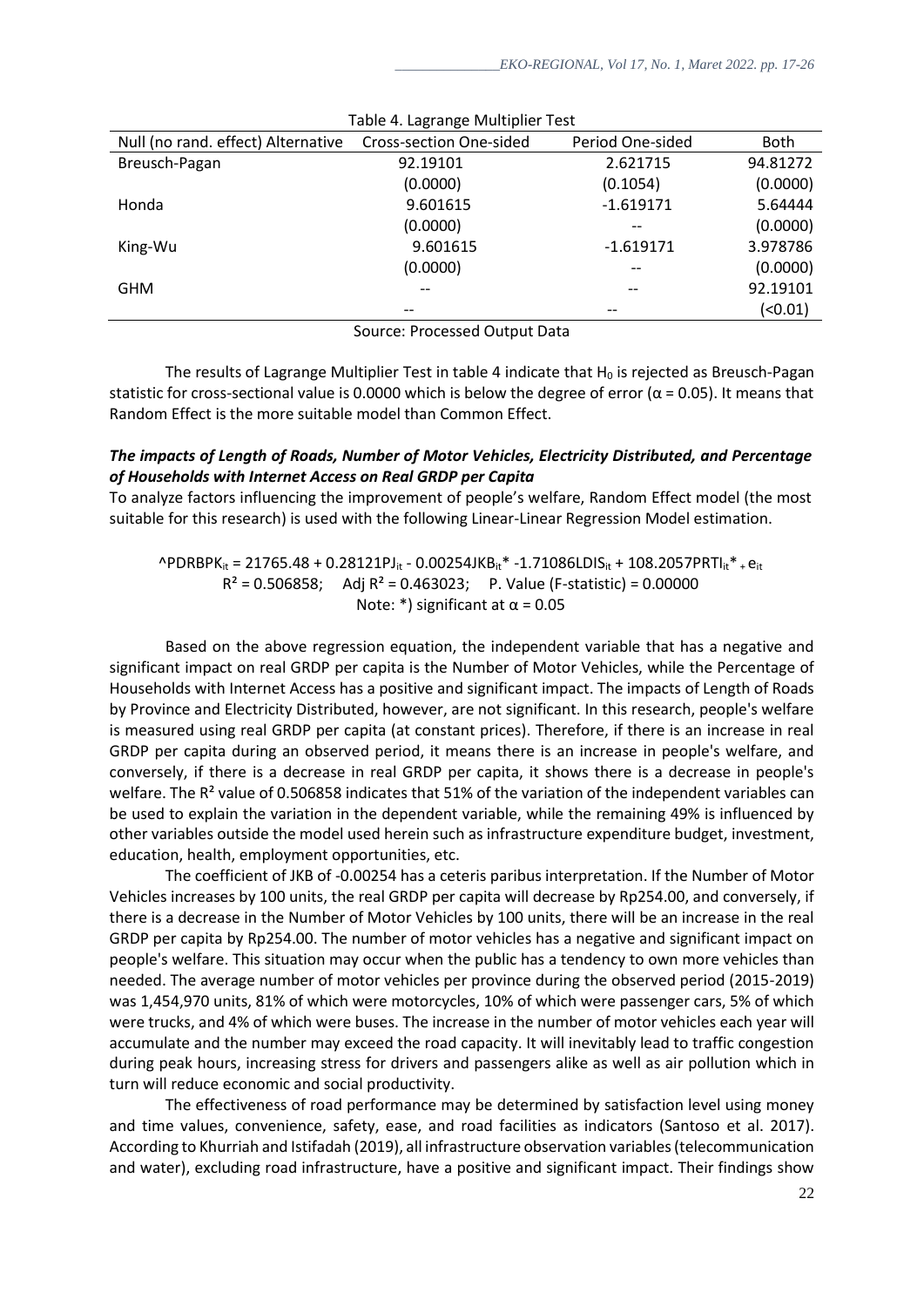Table 4. Lagrange Multiplier Test

| Null (no rand. effect) Alternative | Cross-section One-sided | Period One-sided | Both |
|---|---|---|---|
| Breusch-Pagan | 92.19101 | 2.621715 | 94.81272 |
| | (0.0000) | (0.1054) | (0.0000) |
| Honda | 9.601615 | -1.619171 | 5.64444 |
| | (0.0000) | -- | (0.0000) |
| King-Wu | 9.601615 | -1.619171 | 3.978786 |
| | (0.0000) | -- | (0.0000) |
| GHM | -- | -- | 92.19101 |
| | -- | -- | (<0.01) |

Source: Processed Output Data

The results of Lagrange Multiplier Test in table 4 indicate that $H_0$ is rejected as Breusch-Pagan statistic for cross-sectional value is 0.0000 which is below the degree of error ($\alpha = 0.05$). It means that Random Effect is the more suitable model than Common Effect.

### *The impacts of Length of Roads, Number of Motor Vehicles, Electricity Distributed, and Percentage of Households with Internet Access on Real GRDP per Capita*

To analyze factors influencing the improvement of people's welfare, Random Effect model (the most suitable for this research) is used with the following Linear-Linear Regression Model estimation.

$$\hat{}PDRBPK_{it} = 21765.48 + 0.28121PJ_{it} - 0.00254JKB_{it}{}^{*} - 1.71086LDIS_{it} + 108.2057PRTI_{it}{}^{*} + e_{it}$$

$$R^2 = 0.506858; \quad Adj\ R^2 = 0.463023; \quad P.\ Value\ (F\text{-statistic}) = 0.00000$$

Note: *) significant at $\alpha = 0.05$

Based on the above regression equation, the independent variable that has a negative and significant impact on real GRDP per capita is the Number of Motor Vehicles, while the Percentage of Households with Internet Access has a positive and significant impact. The impacts of Length of Roads by Province and Electricity Distributed, however, are not significant. In this research, people's welfare is measured using real GRDP per capita (at constant prices). Therefore, if there is an increase in real GRDP per capita during an observed period, it means there is an increase in people's welfare, and conversely, if there is a decrease in real GRDP per capita, it shows there is a decrease in people's welfare. The $R^2$ value of 0.506858 indicates that 51% of the variation of the independent variables can be used to explain the variation in the dependent variable, while the remaining 49% is influenced by other variables outside the model used herein such as infrastructure expenditure budget, investment, education, health, employment opportunities, etc.

The coefficient of JKB of -0.00254 has a ceteris paribus interpretation. If the Number of Motor Vehicles increases by 100 units, the real GRDP per capita will decrease by Rp254.00, and conversely, if there is a decrease in the Number of Motor Vehicles by 100 units, there will be an increase in the real GRDP per capita by Rp254.00. The number of motor vehicles has a negative and significant impact on people's welfare. This situation may occur when the public has a tendency to own more vehicles than needed. The average number of motor vehicles per province during the observed period (2015-2019) was 1,454,970 units, 81% of which were motorcycles, 10% of which were passenger cars, 5% of which were trucks, and 4% of which were buses. The increase in the number of motor vehicles each year will accumulate and the number may exceed the road capacity. It will inevitably lead to traffic congestion during peak hours, increasing stress for drivers and passengers alike as well as air pollution which in turn will reduce economic and social productivity.

The effectiveness of road performance may be determined by satisfaction level using money and time values, convenience, safety, ease, and road facilities as indicators (Santoso et al. 2017). According to Khurriah and Istifadah (2019), all infrastructure observation variables (telecommunication and water), excluding road infrastructure, have a positive and significant impact. Their findings show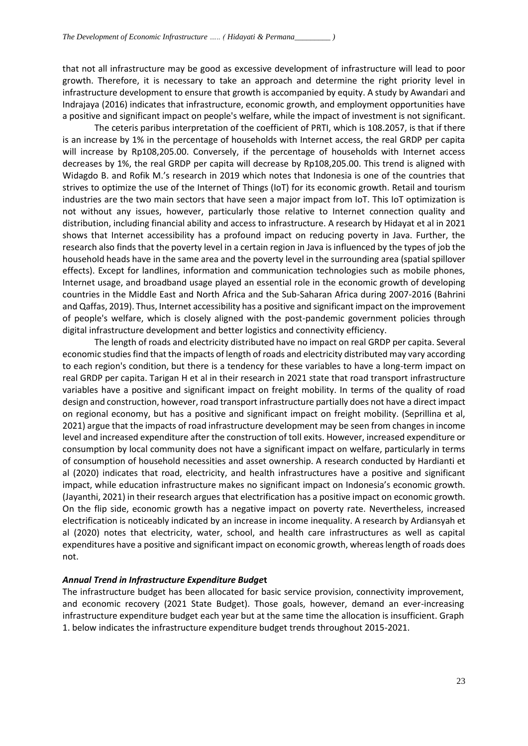that not all infrastructure may be good as excessive development of infrastructure will lead to poor growth. Therefore, it is necessary to take an approach and determine the right priority level in infrastructure development to ensure that growth is accompanied by equity. A study by Awandari and Indrajaya (2016) indicates that infrastructure, economic growth, and employment opportunities have a positive and significant impact on people's welfare, while the impact of investment is not significant.

The ceteris paribus interpretation of the coefficient of PRTI, which is 108.2057, is that if there is an increase by 1% in the percentage of households with Internet access, the real GRDP per capita will increase by Rp108,205.00. Conversely, if the percentage of households with Internet access decreases by 1%, the real GRDP per capita will decrease by Rp108,205.00. This trend is aligned with Widagdo B. and Rofik M.'s research in 2019 which notes that Indonesia is one of the countries that strives to optimize the use of the Internet of Things (IoT) for its economic growth. Retail and tourism industries are the two main sectors that have seen a major impact from IoT. This IoT optimization is not without any issues, however, particularly those relative to Internet connection quality and distribution, including financial ability and access to infrastructure. A research by Hidayat et al in 2021 shows that Internet accessibility has a profound impact on reducing poverty in Java. Further, the research also finds that the poverty level in a certain region in Java is influenced by the types of job the household heads have in the same area and the poverty level in the surrounding area (spatial spillover effects). Except for landlines, information and communication technologies such as mobile phones, Internet usage, and broadband usage played an essential role in the economic growth of developing countries in the Middle East and North Africa and the Sub-Saharan Africa during 2007-2016 (Bahrini and Qaffas, 2019). Thus, Internet accessibility has a positive and significant impact on the improvement of people's welfare, which is closely aligned with the post-pandemic government policies through digital infrastructure development and better logistics and connectivity efficiency.

The length of roads and electricity distributed have no impact on real GRDP per capita. Several economic studies find that the impacts of length of roads and electricity distributed may vary according to each region's condition, but there is a tendency for these variables to have a long-term impact on real GRDP per capita. Tarigan H et al in their research in 2021 state that road transport infrastructure variables have a positive and significant impact on freight mobility. In terms of the quality of road design and construction, however, road transport infrastructure partially does not have a direct impact on regional economy, but has a positive and significant impact on freight mobility. (Seprillina et al, 2021) argue that the impacts of road infrastructure development may be seen from changes in income level and increased expenditure after the construction of toll exits. However, increased expenditure or consumption by local community does not have a significant impact on welfare, particularly in terms of consumption of household necessities and asset ownership. A research conducted by Hardianti et al (2020) indicates that road, electricity, and health infrastructures have a positive and significant impact, while education infrastructure makes no significant impact on Indonesia's economic growth. (Jayanthi, 2021) in their research argues that electrification has a positive impact on economic growth. On the flip side, economic growth has a negative impact on poverty rate. Nevertheless, increased electrification is noticeably indicated by an increase in income inequality. A research by Ardiansyah et al (2020) notes that electricity, water, school, and health care infrastructures as well as capital expenditures have a positive and significant impact on economic growth, whereas length of roads does not.

#### *Annual Trend in Infrastructure Expenditure Budget*

The infrastructure budget has been allocated for basic service provision, connectivity improvement, and economic recovery (2021 State Budget). Those goals, however, demand an ever-increasing infrastructure expenditure budget each year but at the same time the allocation is insufficient. Graph 1. below indicates the infrastructure expenditure budget trends throughout 2015-2021.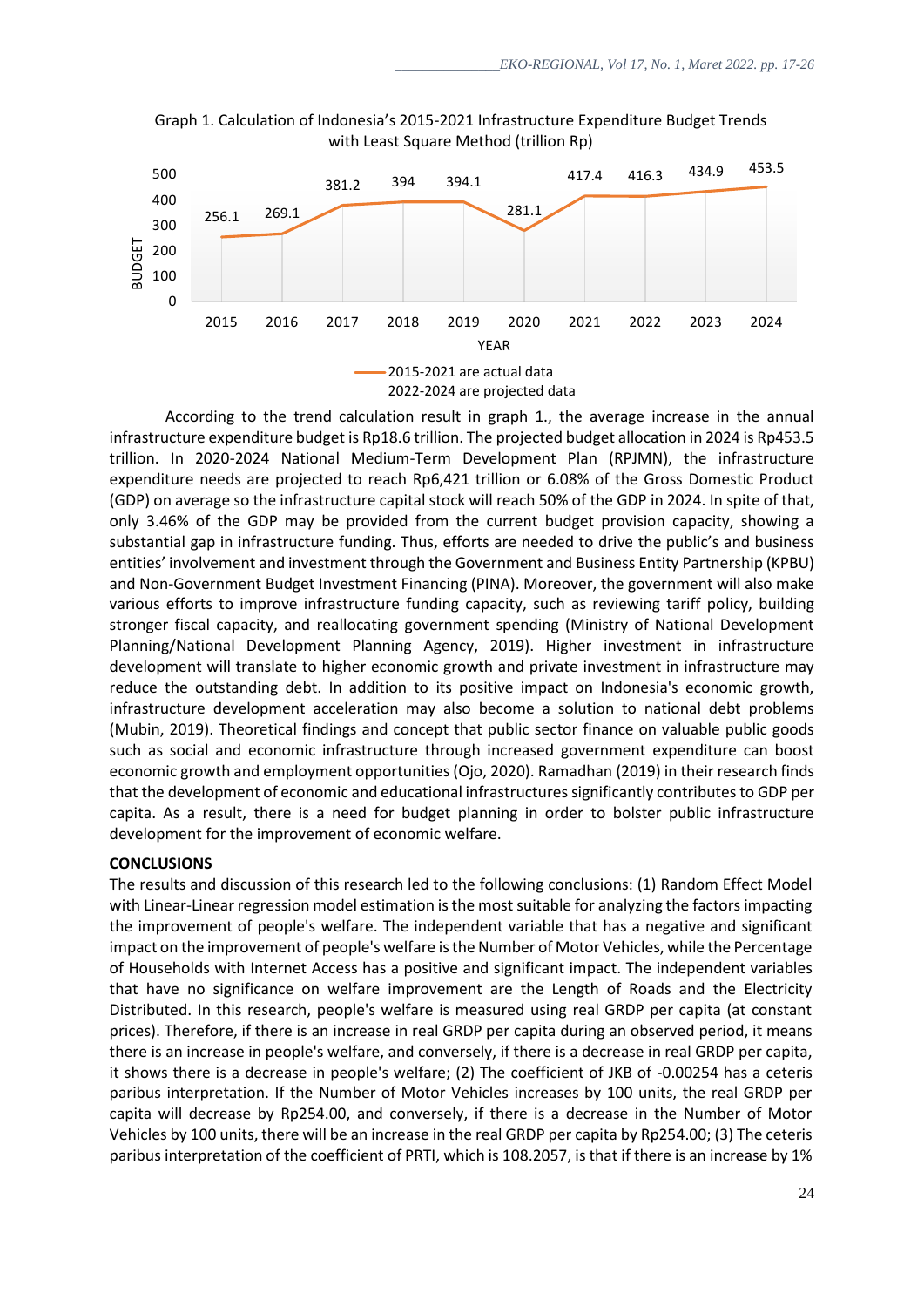Graph 1. Calculation of Indonesia's 2015-2021 Infrastructure Expenditure Budget Trends with Least Square Method (trillion Rp)

BUDGET

500
400
300
200
100
0

256.1 269.1 381.2 394 394.1 281.1 417.4 416.3 434.9 453.5

2015 2016 2017 2018 2019 2020 2021 2022 2023 2024

YEAR

2015-2021 are actual data
2022-2024 are projected data

According to the trend calculation result in graph 1., the average increase in the annual infrastructure expenditure budget is Rp18.6 trillion. The projected budget allocation in 2024 is Rp453.5 trillion. In 2020-2024 National Medium-Term Development Plan (RPJMN), the infrastructure expenditure needs are projected to reach Rp6,421 trillion or 6.08% of the Gross Domestic Product (GDP) on average so the infrastructure capital stock will reach 50% of the GDP in 2024. In spite of that, only 3.46% of the GDP may be provided from the current budget provision capacity, showing a substantial gap in infrastructure funding. Thus, efforts are needed to drive the public's and business entities' involvement and investment through the Government and Business Entity Partnership (KPBU) and Non-Government Budget Investment Financing (PINA). Moreover, the government will also make various efforts to improve infrastructure funding capacity, such as reviewing tariff policy, building stronger fiscal capacity, and reallocating government spending (Ministry of National Development Planning/National Development Planning Agency, 2019). Higher investment in infrastructure development will translate to higher economic growth and private investment in infrastructure may reduce the outstanding debt. In addition to its positive impact on Indonesia's economic growth, infrastructure development acceleration may also become a solution to national debt problems (Mubin, 2019). Theoretical findings and concept that public sector finance on valuable public goods such as social and economic infrastructure through increased government expenditure can boost economic growth and employment opportunities (Ojo, 2020). Ramadhan (2019) in their research finds that the development of economic and educational infrastructures significantly contributes to GDP per capita. As a result, there is a need for budget planning in order to bolster public infrastructure development for the improvement of economic welfare.

## CONCLUSIONS

The results and discussion of this research led to the following conclusions: (1) Random Effect Model with Linear-Linear regression model estimation is the most suitable for analyzing the factors impacting the improvement of people's welfare. The independent variable that has a negative and significant impact on the improvement of people's welfare is the Number of Motor Vehicles, while the Percentage of Households with Internet Access has a positive and significant impact. The independent variables that have no significance on welfare improvement are the Length of Roads and the Electricity Distributed. In this research, people's welfare is measured using real GRDP per capita (at constant prices). Therefore, if there is an increase in real GRDP per capita during an observed period, it means there is an increase in people's welfare, and conversely, if there is a decrease in real GRDP per capita, it shows there is a decrease in people's welfare; (2) The coefficient of JKB of -0.00254 has a ceteris paribus interpretation. If the Number of Motor Vehicles increases by 100 units, the real GRDP per capita will decrease by Rp254.00, and conversely, if there is a decrease in the Number of Motor Vehicles by 100 units, there will be an increase in the real GRDP per capita by Rp254.00; (3) The ceteris paribus interpretation of the coefficient of PRTI, which is 108.2057, is that if there is an increase by 1%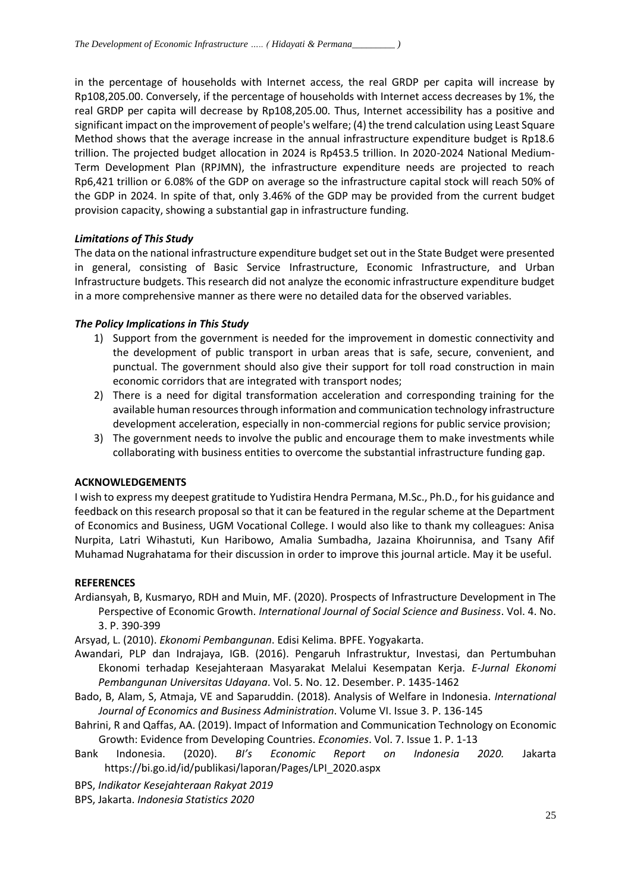in the percentage of households with Internet access, the real GRDP per capita will increase by Rp108,205.00. Conversely, if the percentage of households with Internet access decreases by 1%, the real GRDP per capita will decrease by Rp108,205.00. Thus, Internet accessibility has a positive and significant impact on the improvement of people's welfare; (4) the trend calculation using Least Square Method shows that the average increase in the annual infrastructure expenditure budget is Rp18.6 trillion. The projected budget allocation in 2024 is Rp453.5 trillion. In 2020-2024 National Medium-Term Development Plan (RPJMN), the infrastructure expenditure needs are projected to reach Rp6,421 trillion or 6.08% of the GDP on average so the infrastructure capital stock will reach 50% of the GDP in 2024. In spite of that, only 3.46% of the GDP may be provided from the current budget provision capacity, showing a substantial gap in infrastructure funding.

### *Limitations of This Study*

The data on the national infrastructure expenditure budget set out in the State Budget were presented in general, consisting of Basic Service Infrastructure, Economic Infrastructure, and Urban Infrastructure budgets. This research did not analyze the economic infrastructure expenditure budget in a more comprehensive manner as there were no detailed data for the observed variables.

### *The Policy Implications in This Study*

1) Support from the government is needed for the improvement in domestic connectivity and the development of public transport in urban areas that is safe, secure, convenient, and punctual. The government should also give their support for toll road construction in main economic corridors that are integrated with transport nodes;
2) There is a need for digital transformation acceleration and corresponding training for the available human resources through information and communication technology infrastructure development acceleration, especially in non-commercial regions for public service provision;
3) The government needs to involve the public and encourage them to make investments while collaborating with business entities to overcome the substantial infrastructure funding gap.

## ACKNOWLEDGEMENTS

I wish to express my deepest gratitude to Yudistira Hendra Permana, M.Sc., Ph.D., for his guidance and feedback on this research proposal so that it can be featured in the regular scheme at the Department of Economics and Business, UGM Vocational College. I would also like to thank my colleagues: Anisa Nurpita, Latri Wihastuti, Kun Haribowo, Amalia Sumbadha, Jazaina Khoirunnisa, and Tsany Afif Muhamad Nugrahatama for their discussion in order to improve this journal article. May it be useful.

## REFERENCES

Ardiansyah, B, Kusmaryo, RDH and Muin, MF. (2020). Prospects of Infrastructure Development in The Perspective of Economic Growth. *International Journal of Social Science and Business*. Vol. 4. No. 3. P. 390-399

Arsyad, L. (2010). *Ekonomi Pembangunan*. Edisi Kelima. BPFE. Yogyakarta.

Awandari, PLP dan Indrajaya, IGB. (2016). Pengaruh Infrastruktur, Investasi, dan Pertumbuhan Ekonomi terhadap Kesejahteraan Masyarakat Melalui Kesempatan Kerja. *E-Jurnal Ekonomi Pembangunan Universitas Udayana*. Vol. 5. No. 12. Desember. P. 1435-1462

Bado, B, Alam, S, Atmaja, VE and Saparuddin. (2018). Analysis of Welfare in Indonesia. *International Journal of Economics and Business Administration*. Volume VI. Issue 3. P. 136-145

Bahrini, R and Qaffas, AA. (2019). Impact of Information and Communication Technology on Economic Growth: Evidence from Developing Countries. *Economies*. Vol. 7. Issue 1. P. 1-13

Bank Indonesia. (2020). *BI's Economic Report on Indonesia 2020.* Jakarta https://bi.go.id/id/publikasi/laporan/Pages/LPI_2020.aspx

BPS, *Indikator Kesejahteraan Rakyat 2019*

BPS, Jakarta. *Indonesia Statistics 2020*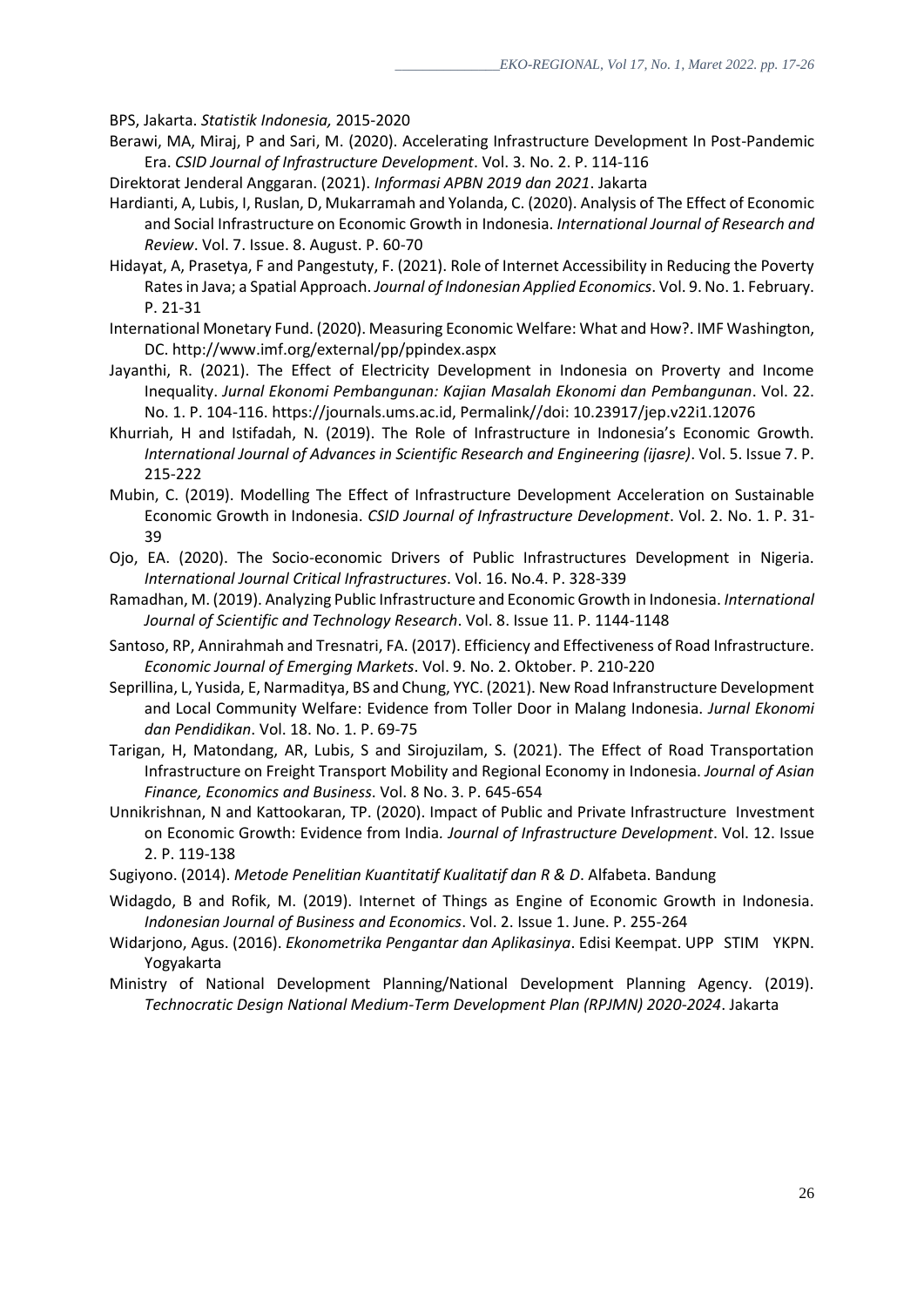BPS, Jakarta. *Statistik Indonesia,* 2015-2020

Berawi, MA, Miraj, P and Sari, M. (2020). Accelerating Infrastructure Development In Post-Pandemic Era. *CSID Journal of Infrastructure Development*. Vol. 3. No. 2. P. 114-116

Direktorat Jenderal Anggaran. (2021). *Informasi APBN 2019 dan 2021*. Jakarta

Hardianti, A, Lubis, I, Ruslan, D, Mukarramah and Yolanda, C. (2020). Analysis of The Effect of Economic and Social Infrastructure on Economic Growth in Indonesia. *International Journal of Research and Review*. Vol. 7. Issue. 8. August. P. 60-70

Hidayat, A, Prasetya, F and Pangestuty, F. (2021). Role of Internet Accessibility in Reducing the Poverty Rates in Java; a Spatial Approach. *Journal of Indonesian Applied Economics*. Vol. 9. No. 1. February. P. 21-31

International Monetary Fund. (2020). Measuring Economic Welfare: What and How?. IMF Washington, DC. http://www.imf.org/external/pp/ppindex.aspx

Jayanthi, R. (2021). The Effect of Electricity Development in Indonesia on Proverty and Income Inequality. *Jurnal Ekonomi Pembangunan: Kajian Masalah Ekonomi dan Pembangunan*. Vol. 22. No. 1. P. 104-116. https://journals.ums.ac.id, Permalink//doi: 10.23917/jep.v22i1.12076

Khurriah, H and Istifadah, N. (2019). The Role of Infrastructure in Indonesia's Economic Growth. *International Journal of Advances in Scientific Research and Engineering (ijasre)*. Vol. 5. Issue 7. P. 215-222

Mubin, C. (2019). Modelling The Effect of Infrastructure Development Acceleration on Sustainable Economic Growth in Indonesia. *CSID Journal of Infrastructure Development*. Vol. 2. No. 1. P. 31-39

Ojo, EA. (2020). The Socio-economic Drivers of Public Infrastructures Development in Nigeria. *International Journal Critical Infrastructures*. Vol. 16. No.4. P. 328-339

Ramadhan, M. (2019). Analyzing Public Infrastructure and Economic Growth in Indonesia. *International Journal of Scientific and Technology Research*. Vol. 8. Issue 11. P. 1144-1148

Santoso, RP, Annirahmah and Tresnatri, FA. (2017). Efficiency and Effectiveness of Road Infrastructure. *Economic Journal of Emerging Markets*. Vol. 9. No. 2. Oktober. P. 210-220

Seprillina, L, Yusida, E, Narmaditya, BS and Chung, YYC. (2021). New Road Infranstructure Development and Local Community Welfare: Evidence from Toller Door in Malang Indonesia. *Jurnal Ekonomi dan Pendidikan*. Vol. 18. No. 1. P. 69-75

Tarigan, H, Matondang, AR, Lubis, S and Sirojuzilam, S. (2021). The Effect of Road Transportation Infrastructure on Freight Transport Mobility and Regional Economy in Indonesia. *Journal of Asian Finance, Economics and Business*. Vol. 8 No. 3. P. 645-654

Unnikrishnan, N and Kattookaran, TP. (2020). Impact of Public and Private Infrastructure Investment on Economic Growth: Evidence from India. *Journal of Infrastructure Development*. Vol. 12. Issue 2. P. 119-138

Sugiyono. (2014). *Metode Penelitian Kuantitatif Kualitatif dan R & D*. Alfabeta. Bandung

Widagdo, B and Rofik, M. (2019). Internet of Things as Engine of Economic Growth in Indonesia. *Indonesian Journal of Business and Economics*. Vol. 2. Issue 1. June. P. 255-264

Widarjono, Agus. (2016). *Ekonometrika Pengantar dan Aplikasinya*. Edisi Keempat. UPP STIM YKPN. Yogyakarta

Ministry of National Development Planning/National Development Planning Agency. (2019). *Technocratic Design National Medium-Term Development Plan (RPJMN) 2020-2024*. Jakarta